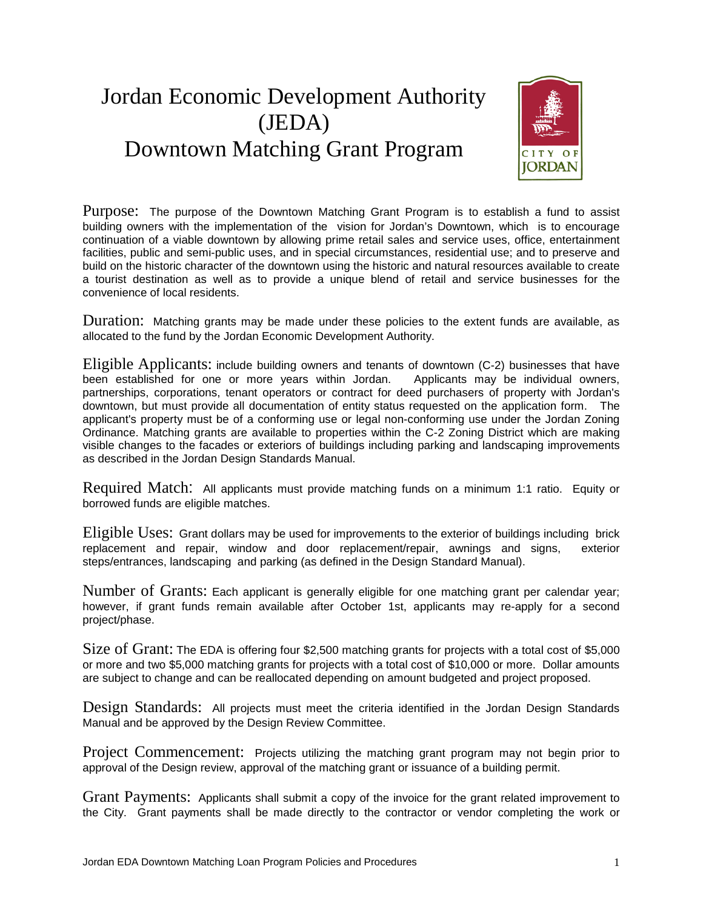# Jordan Economic Development Authority (JEDA) Downtown Matching Grant Program

**Purpose:** The purpose of the Downtown Matching Grant Program is to establish a fund to assist building owners with the implementation of the vision for Jordan's Downtown, which is to encourage continuation of a viable downtown by allowing prime retail sales and service uses, office, entertainment facilities, public and semi-public uses, and in special circumstances, residential use; and to preserve and build on the historic character of the downtown using the historic and natural resources available to create a tourist destination as well as to provide a unique blend of retail and service businesses for the convenience of local residents.

**Duration:** Matching grants may be made under these policies to the extent funds are available, as allocated to the fund by the Jordan Economic Development Authority.

**Eligible Applicants:** include building owners and tenants of downtown (C-2) businesses that have been established for one or more years within Jordan. Applicants may be individual owners, partnerships, corporations, tenant operators or contract for deed purchasers of property with Jordan's downtown, but must provide all documentation of entity status requested on the application form. The applicant's property must be of a conforming use or legal non-conforming use under the Jordan Zoning Ordinance. Matching grants are available to properties within the C-2 Zoning District which are making visible changes to the facades or exteriors of buildings including parking and landscaping improvements as described in the Jordan Design Standards Manual.

**Required Match:** All applicants must provide matching funds on a minimum 1:1 ratio. Equity or borrowed funds are eligible matches.

**Eligible Uses:** Grant dollars may be used for improvements to the exterior of buildings including brick replacement and repair, window and door replacement/repair, awnings and signs, exterior steps/entrances, landscaping and parking (as defined in the Design Standard Manual).

**Number of Grants:** Each applicant is generally eligible for one matching grant per calendar year; however, if grant funds remain available after October 1st, applicants may re-apply for a second project/phase.

**Size of Grant:** The EDA is offering four $2,500 matching grants for projects with a total cost of $5,000 or more and two $5,000 matching grants for projects with a total cost of $10,000 or more. Dollar amounts are subject to change and can be reallocated depending on amount budgeted and project proposed.

**Design Standards:** All projects must meet the criteria identified in the Jordan Design Standards Manual and be approved by the Design Review Committee.

**Project Commencement:** Projects utilizing the matching grant program may not begin prior to approval of the Design review, approval of the matching grant or issuance of a building permit.

**Grant Payments:** Applicants shall submit a copy of the invoice for the grant related improvement to the City. Grant payments shall be made directly to the contractor or vendor completing the work or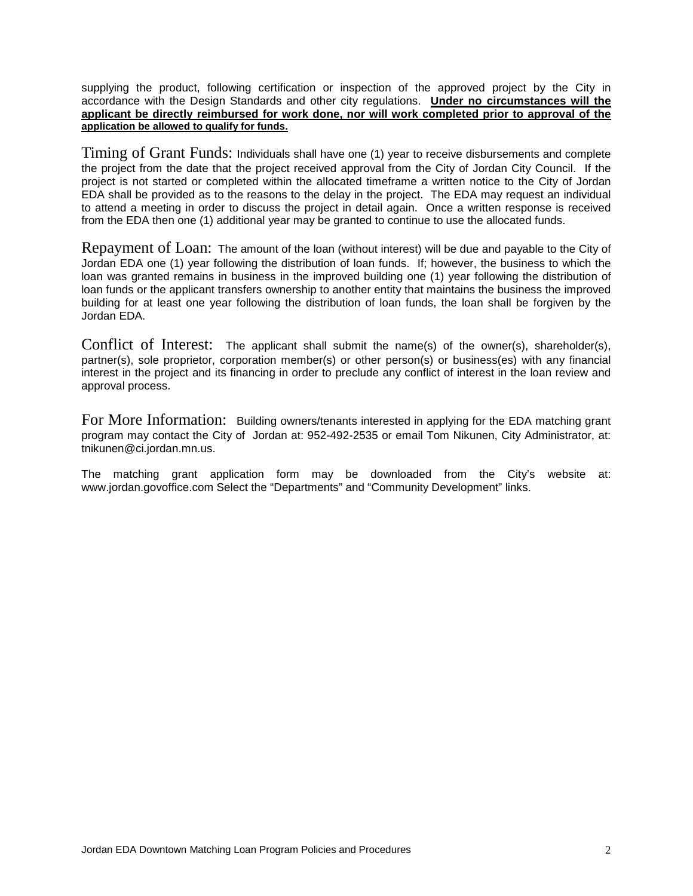supplying the product, following certification or inspection of the approved project by the City in accordance with the Design Standards and other city regulations. **Under no circumstances will the applicant be directly reimbursed for work done, nor will work completed prior to approval of the application be allowed to qualify for funds.**

Timing of Grant Funds: Individuals shall have one (1) year to receive disbursements and complete the project from the date that the project received approval from the City of Jordan City Council. If the project is not started or completed within the allocated timeframe a written notice to the City of Jordan EDA shall be provided as to the reasons to the delay in the project. The EDA may request an individual to attend a meeting in order to discuss the project in detail again. Once a written response is received from the EDA then one (1) additional year may be granted to continue to use the allocated funds.

Repayment of Loan: The amount of the loan (without interest) will be due and payable to the City of Jordan EDA one (1) year following the distribution of loan funds. If; however, the business to which the loan was granted remains in business in the improved building one (1) year following the distribution of loan funds or the applicant transfers ownership to another entity that maintains the business the improved building for at least one year following the distribution of loan funds, the loan shall be forgiven by the Jordan EDA.

Conflict of Interest: The applicant shall submit the name(s) of the owner(s), shareholder(s), partner(s), sole proprietor, corporation member(s) or other person(s) or business(es) with any financial interest in the project and its financing in order to preclude any conflict of interest in the loan review and approval process.

For More Information: Building owners/tenants interested in applying for the EDA matching grant program may contact the City of Jordan at: 952-492-2535 or email Tom Nikunen, City Administrator, at: tnikunen@ci.jordan.mn.us.

The matching grant application form may be downloaded from the City's website at: www.jordan.govoffice.com Select the "Departments" and "Community Development" links.